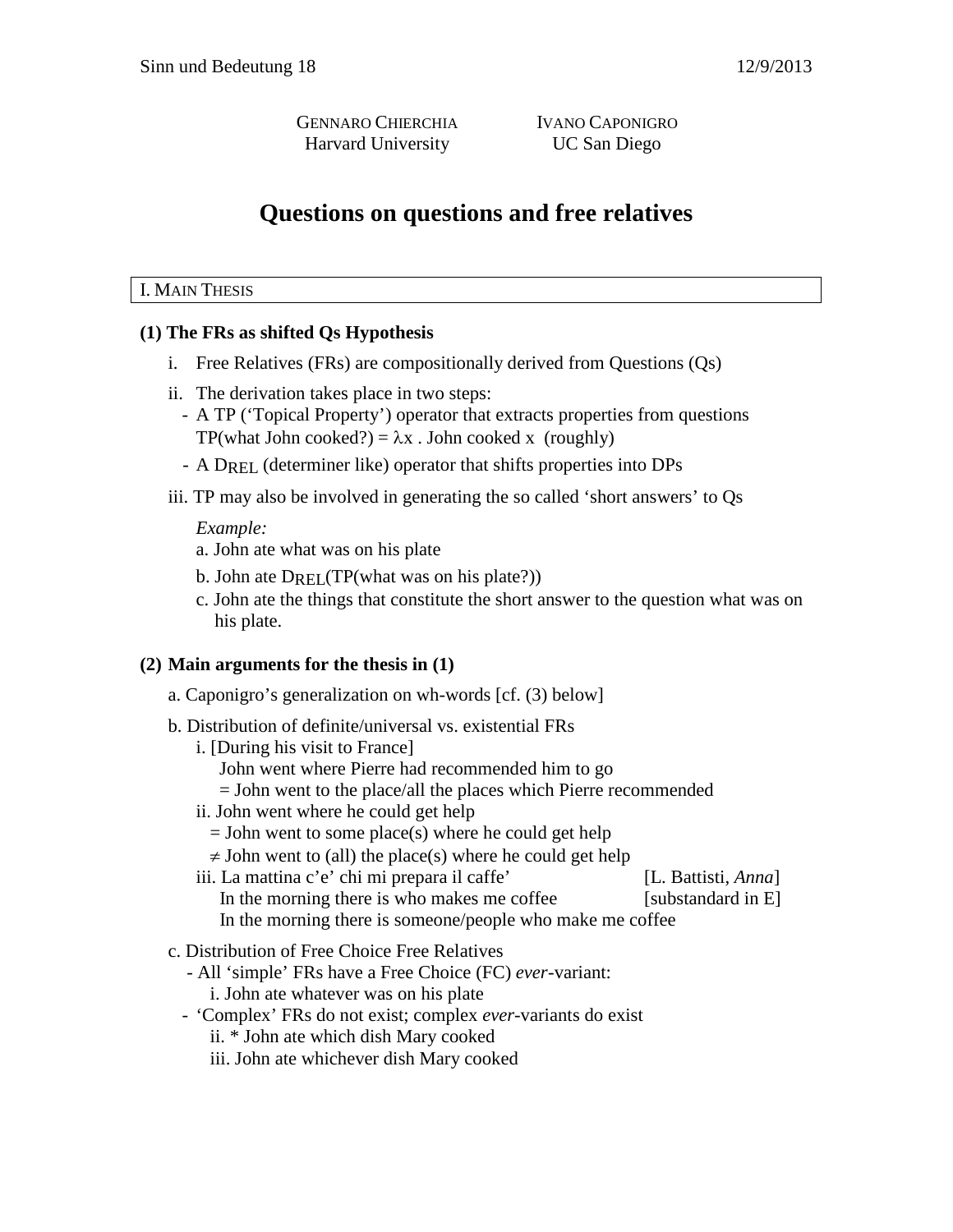GENNARO CHIERCHIA  
Harvard University

IVANO CAPONIGRO  
UC San Diego

# Questions on questions and free relatives

## I. MAIN THESIS

**(1) The FRs as shifted Qs Hypothesis**

- i. Free Relatives (FRs) are compositionally derived from Questions (Qs)
- ii. The derivation takes place in two steps:
  - A TP ('Topical Property') operator that extracts properties from questions  
    TP(what John cooked?) = $\lambda$x . John cooked x (roughly)
  - A $D_{REL}$ (determiner like) operator that shifts properties into DPs
- iii. TP may also be involved in generating the so called 'short answers' to Qs

  *Example:*

  a. John ate what was on his plate

  b. John ate $D_{REL}$(TP(what was on his plate?))

  c. John ate the things that constitute the short answer to the question what was on his plate.

**(2) Main arguments for the thesis in (1)**

a. Caponigro's generalization on wh-words [cf. (3) below]

b. Distribution of definite/universal vs. existential FRs

- i. [During his visit to France]  
  John went where Pierre had recommended him to go  
  = John went to the place/all the places which Pierre recommended
- ii. John went where he could get help  
  = John went to some place(s) where he could get help  
  ≠ John went to (all) the place(s) where he could get help
- iii. La mattina c'e' chi mi prepara il caffe' [L. Battisti, *Anna*]  
  In the morning there is who makes me coffee [substandard in E]  
  In the morning there is someone/people who make me coffee

c. Distribution of Free Choice Free Relatives

- All 'simple' FRs have a Free Choice (FC) *ever*-variant:
  - i. John ate whatever was on his plate
- 'Complex' FRs do not exist; complex *ever*-variants do exist
  - ii. * John ate which dish Mary cooked
  - iii. John ate whichever dish Mary cooked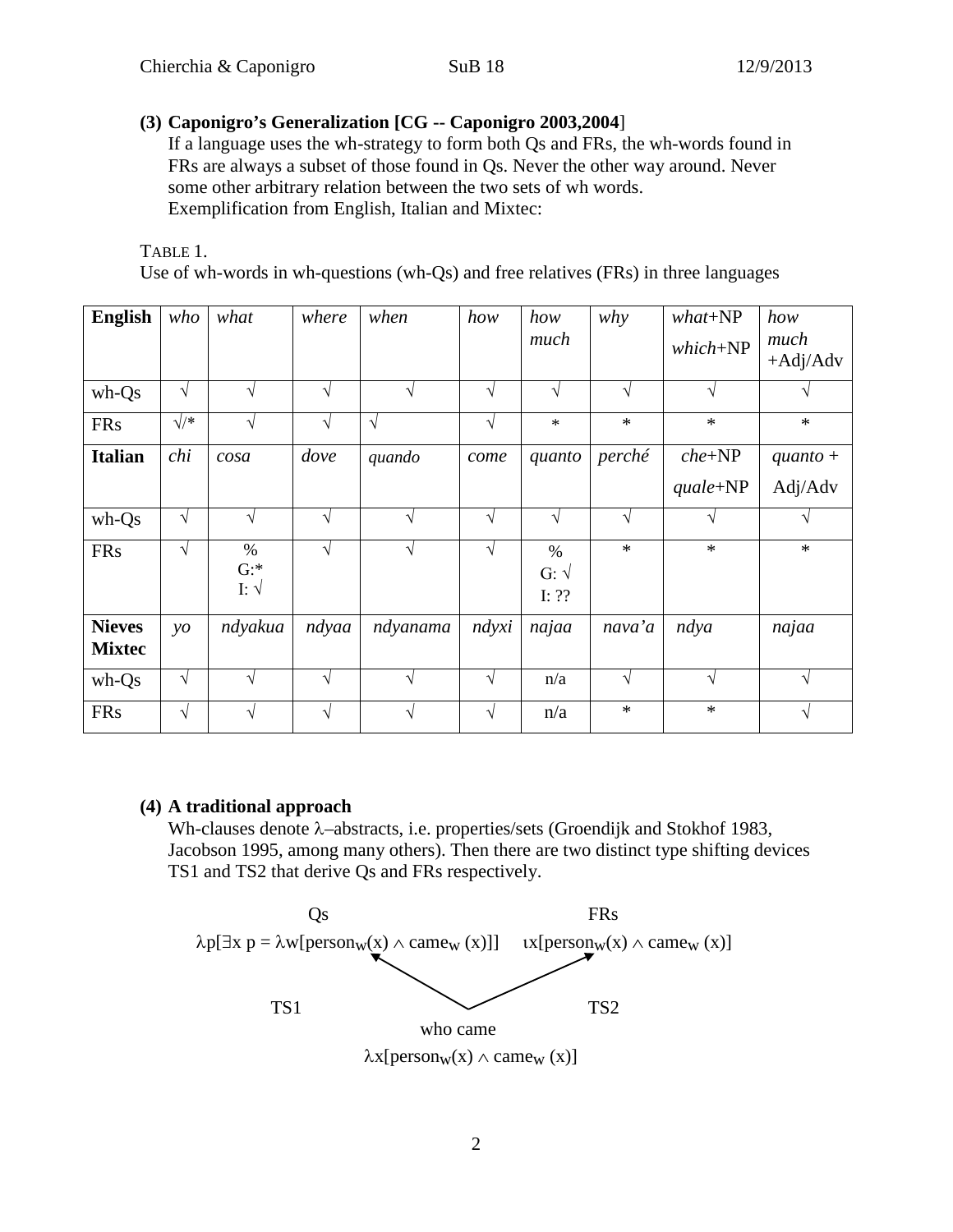**(3) Caponigro's Generalization [CG -- Caponigro 2003,2004]**
If a language uses the wh-strategy to form both Qs and FRs, the wh-words found in FRs are always a subset of those found in Qs. Never the other way around. Never some other arbitrary relation between the two sets of wh words.
Exemplification from English, Italian and Mixtec:

TABLE 1.
Use of wh-words in wh-questions (wh-Qs) and free relatives (FRs) in three languages

| **English** | *who* | *what* | *where* | *when* | *how* | *how much* | *why* | *what*+NP *which*+NP | *how much* +Adj/Adv |
|---|---|---|---|---|---|---|---|---|---|
| wh-Qs | √ | √ | √ | √ | √ | √ | √ | √ | √ |
| FRs | √/* | √ | √ | √ | √ | * | * | * | * |
| **Italian** | *chi* | *cosa* | *dove* | *quando* | *come* | *quanto* | *perché* | *che*+NP *quale*+NP | *quanto* + Adj/Adv |
| wh-Qs | √ | √ | √ | √ | √ | √ | √ | √ | √ |
| FRs | √ | % G:* I: √ | √ | √ | √ | % G: √ I: ?? | * | * | * |
| **Nieves Mixtec** | *yo* | *ndyakua* | *ndyaa* | *ndyanama* | *ndyxi* | *najaa* | *nava'a* | *ndya* | *najaa* |
| wh-Qs | √ | √ | √ | √ | √ | n/a | √ | √ | √ |
| FRs | √ | √ | √ | √ | √ | n/a | * | * | √ |

**(4) A traditional approach**
Wh-clauses denote λ–abstracts, i.e. properties/sets (Groendijk and Stokhof 1983, Jacobson 1995, among many others). Then there are two distinct type shifting devices TS1 and TS2 that derive Qs and FRs respectively.

Qs: $\lambda p[\exists x\ p = \lambda w[\text{person}_w(x) \wedge \text{came}_w(x)]]$ (via TS1)

FRs: $\iota x[\text{person}_w(x) \wedge \text{came}_w(x)]$ (via TS2)

who came
$\lambda x[\text{person}_w(x) \wedge \text{came}_w(x)]$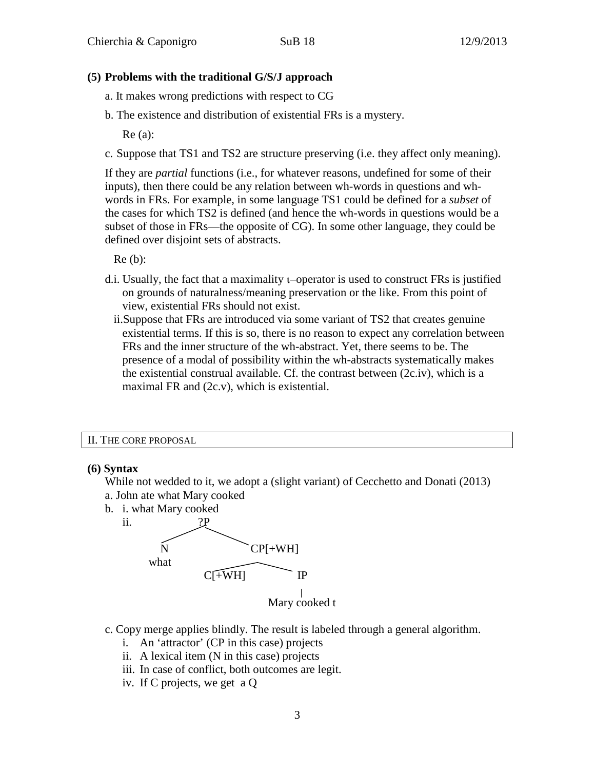**(5) Problems with the traditional G/S/J approach**

a. It makes wrong predictions with respect to CG

b. The existence and distribution of existential FRs is a mystery.

Re (a):

c. Suppose that TS1 and TS2 are structure preserving (i.e. they affect only meaning).

If they are *partial* functions (i.e., for whatever reasons, undefined for some of their inputs), then there could be any relation between wh-words in questions and wh-words in FRs. For example, in some language TS1 could be defined for a *subset* of the cases for which TS2 is defined (and hence the wh-words in questions would be a subset of those in FRs—the opposite of CG). In some other language, they could be defined over disjoint sets of abstracts.

Re (b):

d.i. Usually, the fact that a maximality ι–operator is used to construct FRs is justified on grounds of naturalness/meaning preservation or the like. From this point of view, existential FRs should not exist.

ii. Suppose that FRs are introduced via some variant of TS2 that creates genuine existential terms. If this is so, there is no reason to expect any correlation between FRs and the inner structure of the wh-abstract. Yet, there seems to be. The presence of a modal of possibility within the wh-abstracts systematically makes the existential construal available. Cf. the contrast between (2c.iv), which is a maximal FR and (2c.v), which is existential.

## II. The core proposal

**(6) Syntax**

While not wedded to it, we adopt a (slight variant) of Cecchetto and Donati (2013)

a. John ate what Mary cooked

b. i. what Mary cooked

ii.

```
            ?P
          /    \
         N      CP[+WH]
       what     /     \
           C[+WH]      IP
                        |
                  Mary cooked t
```

c. Copy merge applies blindly. The result is labeled through a general algorithm.

i. An 'attractor' (CP in this case) projects

ii. A lexical item (N in this case) projects

iii. In case of conflict, both outcomes are legit.

iv. If C projects, we get a Q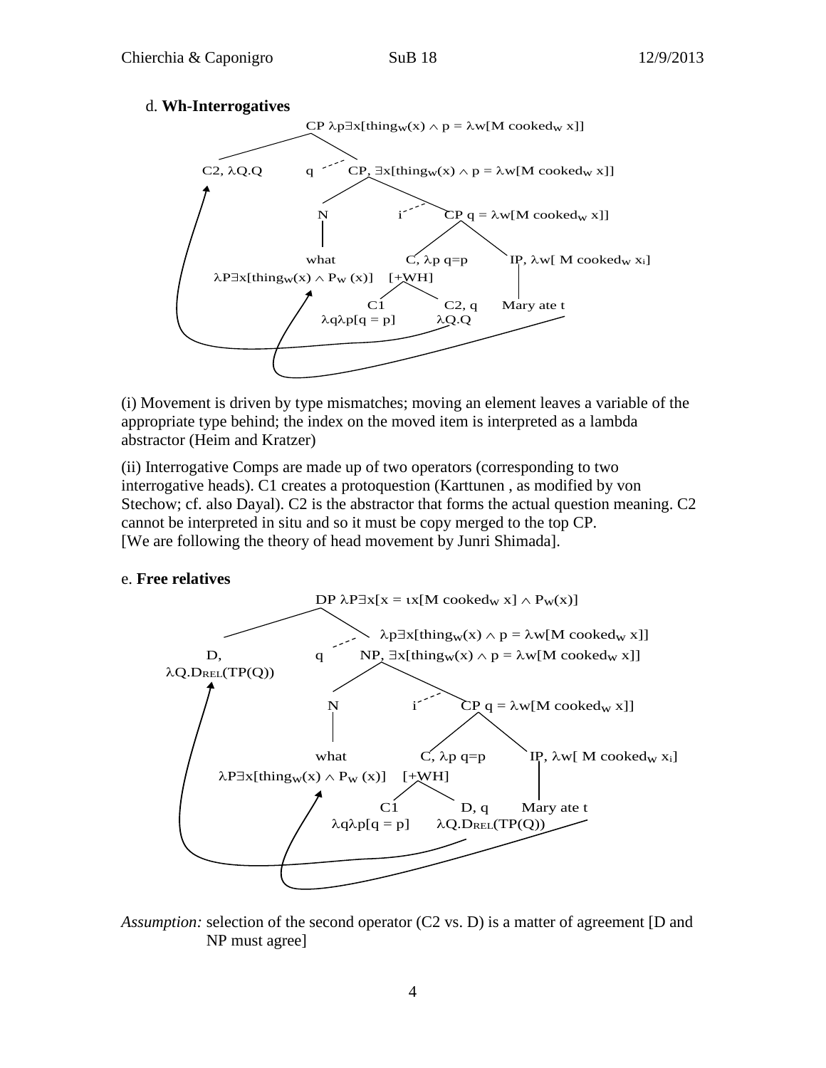d. **Wh-Interrogatives**

```
CP λp∃x[thing_w(x) ∧ p = λw[M cooked_w x]]
├── C2, λQ.Q
└── q  CP, ∃x[thing_w(x) ∧ p = λw[M cooked_w x]]
    ├── N
    │   └── what
    │       λP∃x[thing_w(x) ∧ P_w(x)]
    └── i  CP q = λw[M cooked_w x]]
        ├── C, λp q=p
        │   [+WH]
        │   ├── C1
        │   │   λqλp[q = p]
        │   └── C2, q
        │       λQ.Q
        └── IP, λw[ M cooked_w x_i]
            └── Mary ate t
```

(i) Movement is driven by type mismatches; moving an element leaves a variable of the appropriate type behind; the index on the moved item is interpreted as a lambda abstractor (Heim and Kratzer)

(ii) Interrogative Comps are made up of two operators (corresponding to two interrogative heads). C1 creates a protoquestion (Karttunen , as modified by von Stechow; cf. also Dayal). C2 is the abstractor that forms the actual question meaning. C2 cannot be interpreted in situ and so it must be copy merged to the top CP.
[We are following the theory of head movement by Junri Shimada].

e. **Free relatives**

```
DP λP∃x[x = ιx[M cooked_w x] ∧ P_w(x)]
├── D,
│   λQ.D_REL(TP(Q))
└── q  λp∃x[thing_w(x) ∧ p = λw[M cooked_w x]]
       NP, ∃x[thing_w(x) ∧ p = λw[M cooked_w x]]
    ├── N
    │   └── what
    │       λP∃x[thing_w(x) ∧ P_w(x)]
    └── i  CP q = λw[M cooked_w x]]
        ├── C, λp q=p
        │   [+WH]
        │   ├── C1
        │   │   λqλp[q = p]
        │   └── D, q
        │       λQ.D_REL(TP(Q))
        └── IP, λw[ M cooked_w x_i]
            └── Mary ate t
```

*Assumption:* selection of the second operator (C2 vs. D) is a matter of agreement [D and NP must agree]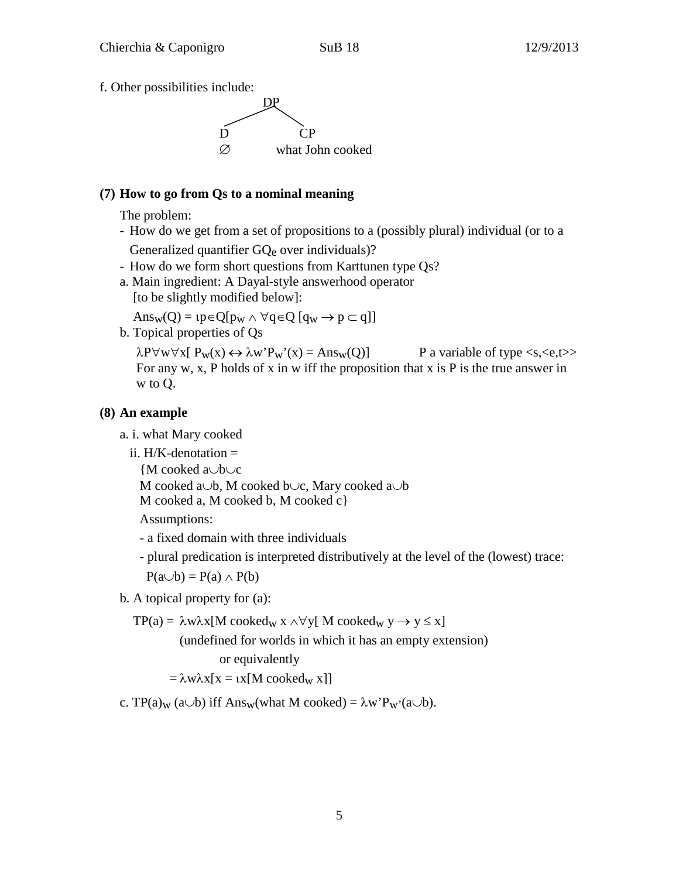f. Other possibilities include:

```
            DP
          /    \
        D        CP
        ∅     what John cooked
```

**(7) How to go from Qs to a nominal meaning**

The problem:

- How do we get from a set of propositions to a (possibly plural) individual (or to a Generalized quantifier $GQ_e$ over individuals)?
- How do we form short questions from Karttunen type Qs?

a. Main ingredient: A Dayal-style answerhood operator [to be slightly modified below]:

$\text{Ans}_w(Q) = \iota p \in Q[p_w \wedge \forall q \in Q\, [q_w \rightarrow p \subset q]]$

b. Topical properties of Qs

$\lambda P \forall w \forall x[\, P_w(x) \leftrightarrow \lambda w' P_{w'}(x) = \text{Ans}_w(Q)]$ P a variable of type $<s,<e,t>>$

For any w, x, P holds of x in w iff the proposition that x is P is the true answer in w to Q.

**(8) An example**

a. i. what Mary cooked

ii. H/K-denotation =

{M cooked $a \cup b \cup c$

M cooked $a \cup b$, M cooked $b \cup c$, Mary cooked $a \cup b$

M cooked a, M cooked b, M cooked c}

Assumptions:

- a fixed domain with three individuals
- plural predication is interpreted distributively at the level of the (lowest) trace:

$P(a \cup b) = P(a) \wedge P(b)$

b. A topical property for (a):

$\text{TP}(a) = \lambda w \lambda x[\text{M cooked}_w\ x \wedge \forall y[\ \text{M cooked}_w\ y \rightarrow y \leq x]$

(undefined for worlds in which it has an empty extension)

or equivalently

$= \lambda w \lambda x[x = \iota x[\text{M cooked}_w\ x]]$

c. $\text{TP}(a)_w\ (a \cup b)$ iff $\text{Ans}_w(\text{what M cooked}) = \lambda w' P_{w'}(a \cup b)$.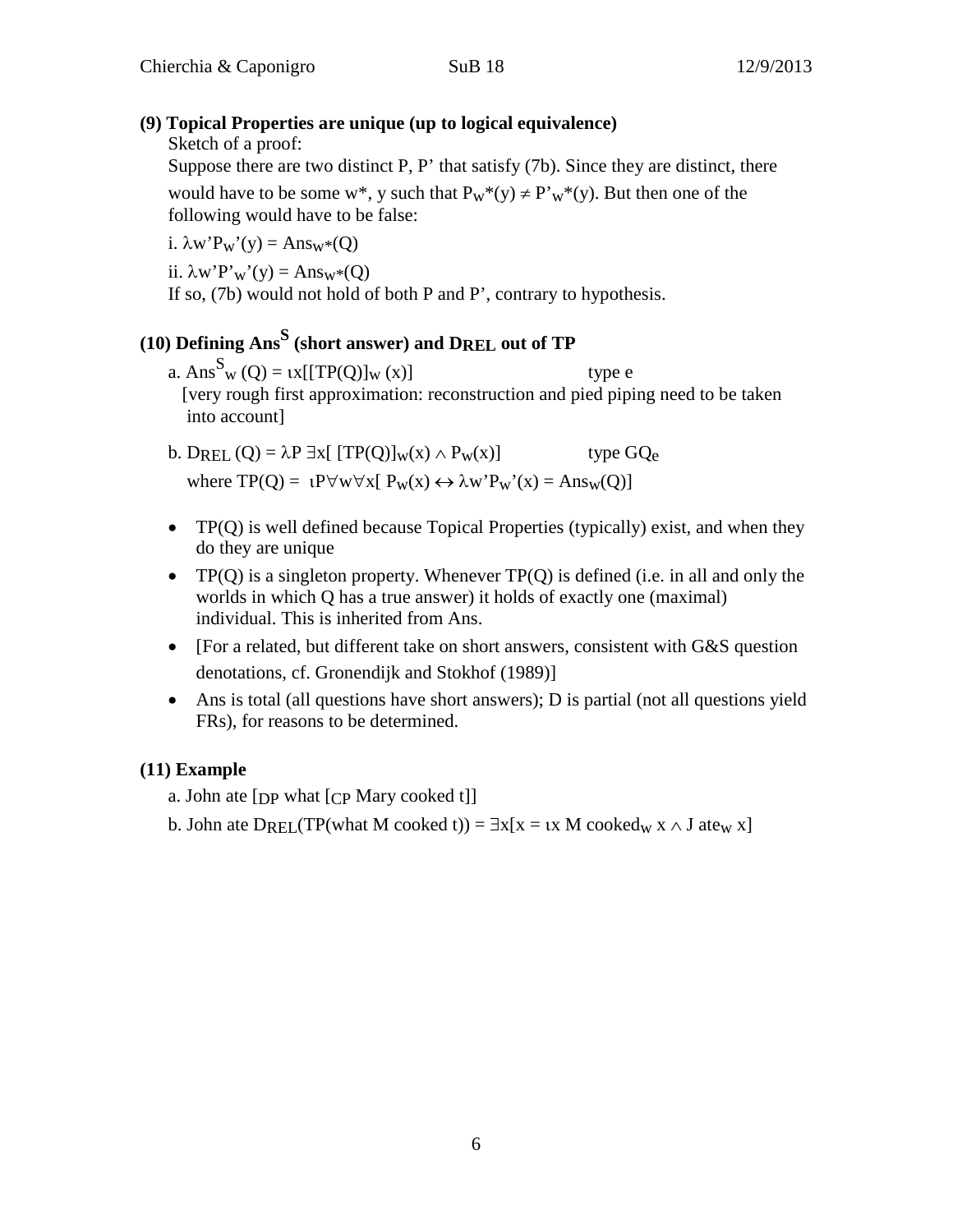**(9) Topical Properties are unique (up to logical equivalence)**

Sketch of a proof:

Suppose there are two distinct P, P' that satisfy (7b). Since they are distinct, there would have to be some w*, y such that $P_{w^*}(y) \neq P'_{w^*}(y)$. But then one of the following would have to be false:

i. $\lambda w' P_{w'}(y) = Ans_{w^*}(Q)$

ii. $\lambda w' P'_{w'}(y) = Ans_{w^*}(Q)$

If so, (7b) would not hold of both P and P', contrary to hypothesis.

**(10) Defining $Ans^S$ (short answer) and $D_{REL}$ out of TP**

a. $Ans^S_w(Q) = \iota x[[TP(Q)]_w(x)]$ type e

[very rough first approximation: reconstruction and pied piping need to be taken into account]

b. $D_{REL}(Q) = \lambda P\, \exists x[\, [TP(Q)]_w(x) \wedge P_w(x)]$ type $GQ_e$

where $TP(Q) = \iota P \forall w \forall x[\, P_w(x) \leftrightarrow \lambda w' P_{w'}(x) = Ans_w(Q)]$

- TP(Q) is well defined because Topical Properties (typically) exist, and when they do they are unique
- TP(Q) is a singleton property. Whenever TP(Q) is defined (i.e. in all and only the worlds in which Q has a true answer) it holds of exactly one (maximal) individual. This is inherited from Ans.
- [For a related, but different take on short answers, consistent with G&S question denotations, cf. Gronendijk and Stokhof (1989)]
- Ans is total (all questions have short answers); D is partial (not all questions yield FRs), for reasons to be determined.

**(11) Example**

a. John ate [$_{DP}$ what [$_{CP}$ Mary cooked t]]

b. John ate $D_{REL}$(TP(what M cooked t)) $= \exists x[x = \iota x \text{ M cooked}_w\, x \wedge \text{J ate}_w\, x]$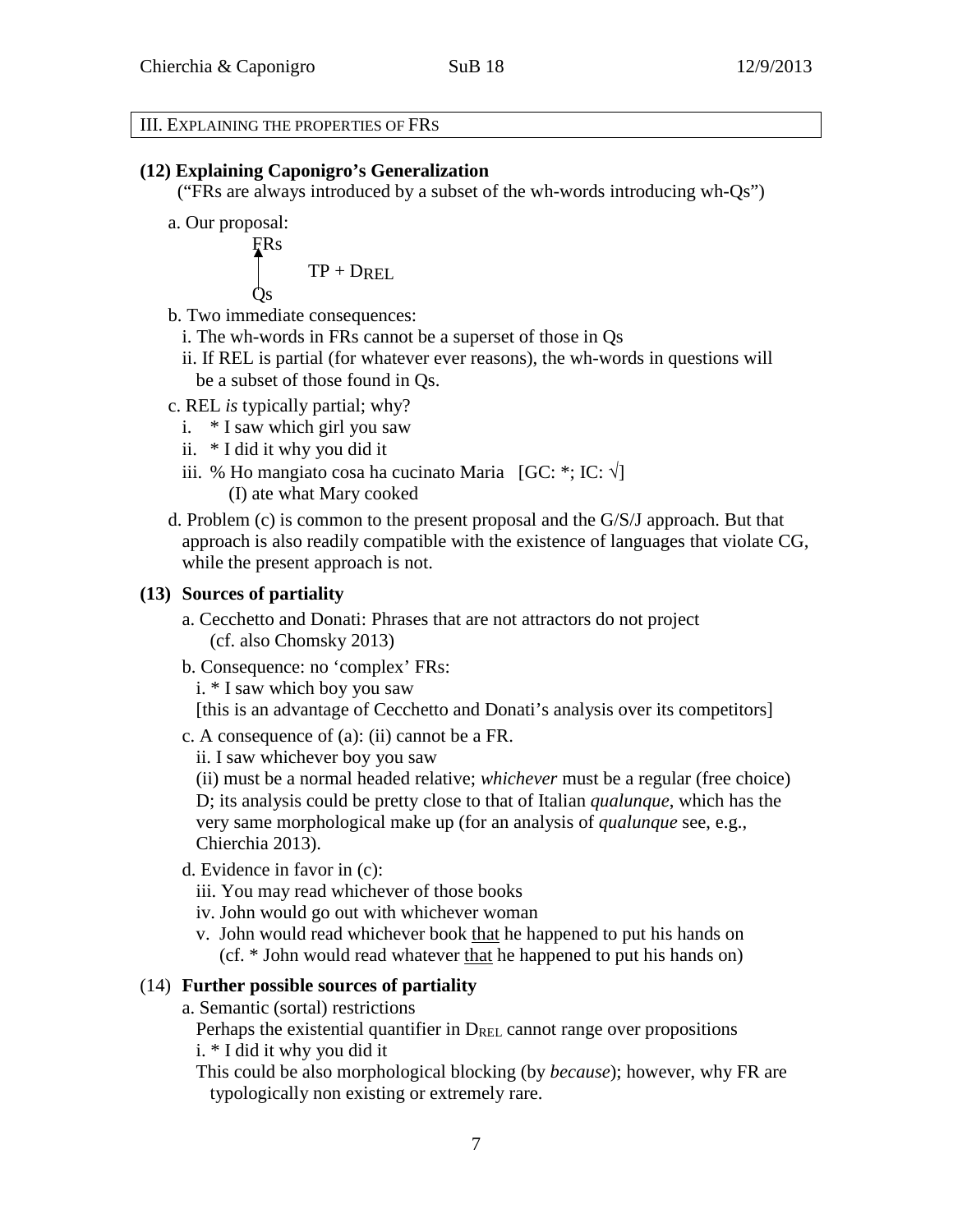## III. Explaining the properties of FRs

**(12) Explaining Caponigro's Generalization**

("FRs are always introduced by a subset of the wh-words introducing wh-Qs")

a. Our proposal:

FRs
↑ $TP + D_{REL}$
Qs

b. Two immediate consequences:

i. The wh-words in FRs cannot be a superset of those in Qs

ii. If REL is partial (for whatever ever reasons), the wh-words in questions will be a subset of those found in Qs.

c. REL *is* typically partial; why?

i. * I saw which girl you saw

ii. * I did it why you did it

iii. % Ho mangiato cosa ha cucinato Maria [GC: *; IC: √]
(I) ate what Mary cooked

d. Problem (c) is common to the present proposal and the G/S/J approach. But that approach is also readily compatible with the existence of languages that violate CG, while the present approach is not.

**(13) Sources of partiality**

a. Cecchetto and Donati: Phrases that are not attractors do not project (cf. also Chomsky 2013)

b. Consequence: no 'complex' FRs:

i. * I saw which boy you saw

[this is an advantage of Cecchetto and Donati's analysis over its competitors]

c. A consequence of (a): (ii) cannot be a FR.

ii. I saw whichever boy you saw

(ii) must be a normal headed relative; *whichever* must be a regular (free choice) D; its analysis could be pretty close to that of Italian *qualunque*, which has the very same morphological make up (for an analysis of *qualunque* see, e.g., Chierchia 2013).

d. Evidence in favor in (c):

iii. You may read whichever of those books

iv. John would go out with whichever woman

v. John would read whichever book <u>that</u> he happened to put his hands on
(cf. * John would read whatever <u>that</u> he happened to put his hands on)

(14) **Further possible sources of partiality**

a. Semantic (sortal) restrictions

Perhaps the existential quantifier in $D_{REL}$ cannot range over propositions

i. * I did it why you did it

This could be also morphological blocking (by *because*); however, why FR are typologically non existing or extremely rare.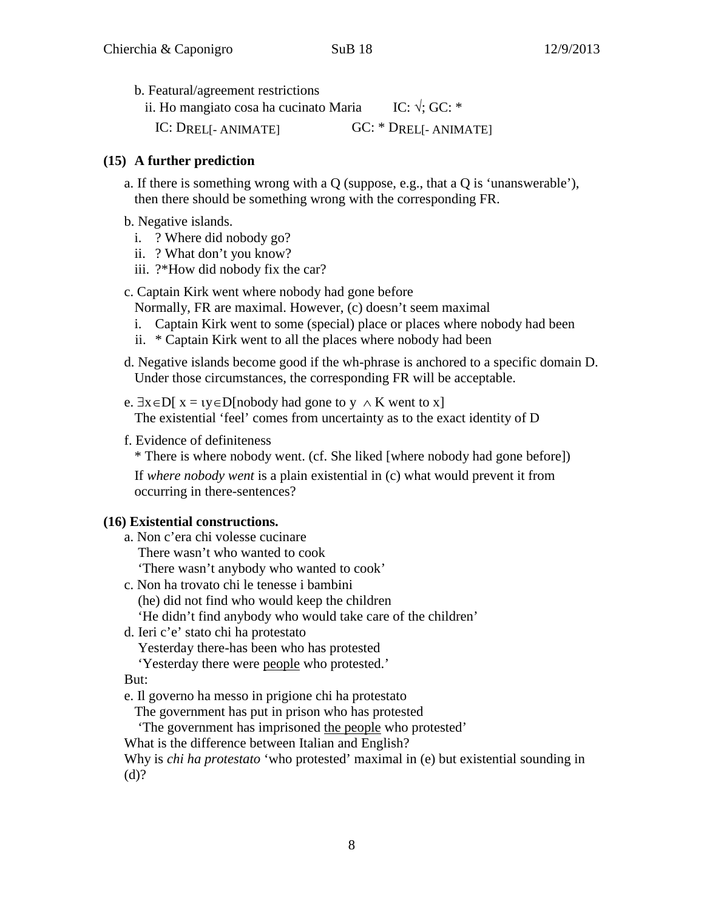b. Featural/agreement restrictions

ii. Ho mangiato cosa ha cucinato Maria    IC: √; GC: *

IC: $D_{REL[-\text{ ANIMATE}]}$    GC: * $D_{REL[-\text{ ANIMATE}]}$

**(15) A further prediction**

a. If there is something wrong with a Q (suppose, e.g., that a Q is 'unanswerable'), then there should be something wrong with the corresponding FR.

b. Negative islands.

i. ? Where did nobody go?
ii. ? What don't you know?
iii. ?*How did nobody fix the car?

c. Captain Kirk went where nobody had gone before
Normally, FR are maximal. However, (c) doesn't seem maximal

i. Captain Kirk went to some (special) place or places where nobody had been
ii. * Captain Kirk went to all the places where nobody had been

d. Negative islands become good if the wh-phrase is anchored to a specific domain D. Under those circumstances, the corresponding FR will be acceptable.

e. $\exists x \in D[\ x = \iota y \in D[\text{nobody had gone to } y\ \wedge \text{K went to } x]$
The existential 'feel' comes from uncertainty as to the exact identity of D

f. Evidence of definiteness
* There is where nobody went. (cf. She liked [where nobody had gone before])
If *where nobody went* is a plain existential in (c) what would prevent it from occurring in there-sentences?

**(16) Existential constructions.**

a. Non c'era chi volesse cucinare
There wasn't who wanted to cook
'There wasn't anybody who wanted to cook'

c. Non ha trovato chi le tenesse i bambini
(he) did not find who would keep the children
'He didn't find anybody who would take care of the children'

d. Ieri c'e' stato chi ha protestato
Yesterday there-has been who has protested
'Yesterday there were <u>people</u> who protested.'

But:

e. Il governo ha messo in prigione chi ha protestato
The government has put in prison who has protested
'The government has imprisoned <u>the people</u> who protested'

What is the difference between Italian and English?
Why is *chi ha protestato* 'who protested' maximal in (e) but existential sounding in (d)?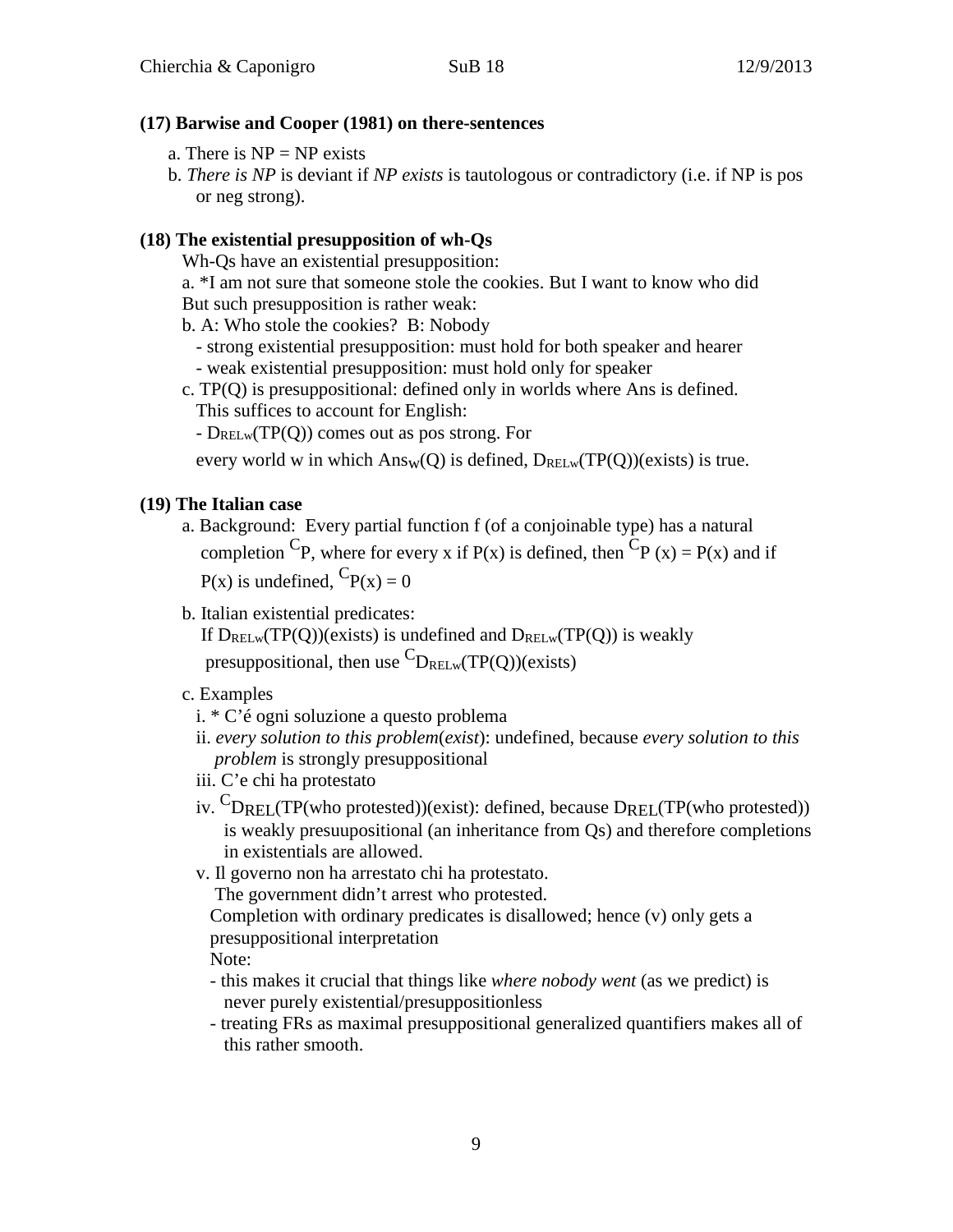**(17) Barwise and Cooper (1981) on there-sentences**

a. There is NP = NP exists

b. *There is NP* is deviant if *NP exists* is tautologous or contradictory (i.e. if NP is pos or neg strong).

**(18) The existential presupposition of wh-Qs**

Wh-Qs have an existential presupposition:

a. *I am not sure that someone stole the cookies. But I want to know who did

But such presupposition is rather weak:

b. A: Who stole the cookies? B: Nobody

- strong existential presupposition: must hold for both speaker and hearer
- weak existential presupposition: must hold only for speaker

c. TP(Q) is presuppositional: defined only in worlds where Ans is defined.

This suffices to account for English:

- $D_{RELw}(TP(Q))$ comes out as pos strong. For every world w in which $Ans_w(Q)$ is defined, $D_{RELw}(TP(Q))(exists)$ is true.

**(19) The Italian case**

a. Background: Every partial function f (of a conjoinable type) has a natural completion ${}^{C}P$, where for every x if P(x) is defined, then ${}^{C}P(x) = P(x)$ and if P(x) is undefined, ${}^{C}P(x) = 0$

b. Italian existential predicates:

If $D_{RELw}(TP(Q))(exists)$ is undefined and $D_{RELw}(TP(Q))$ is weakly presuppositional, then use ${}^{C}D_{RELw}(TP(Q))(exists)$

c. Examples

i. * C'é ogni soluzione a questo problema

ii. *every solution to this problem*(*exist*): undefined, because *every solution to this problem* is strongly presuppositional

iii. C'e chi ha protestato

iv. ${}^{C}D_{REL}(TP(\text{who protested}))(exist)$: defined, because $D_{REL}(TP(\text{who protested}))$ is weakly presuupositional (an inheritance from Qs) and therefore completions in existentials are allowed.

v. Il governo non ha arrestato chi ha protestato.

The government didn't arrest who protested.

Completion with ordinary predicates is disallowed; hence (v) only gets a presuppositional interpretation

Note:

- this makes it crucial that things like *where nobody went* (as we predict) is never purely existential/presuppositionless
- treating FRs as maximal presuppositional generalized quantifiers makes all of this rather smooth.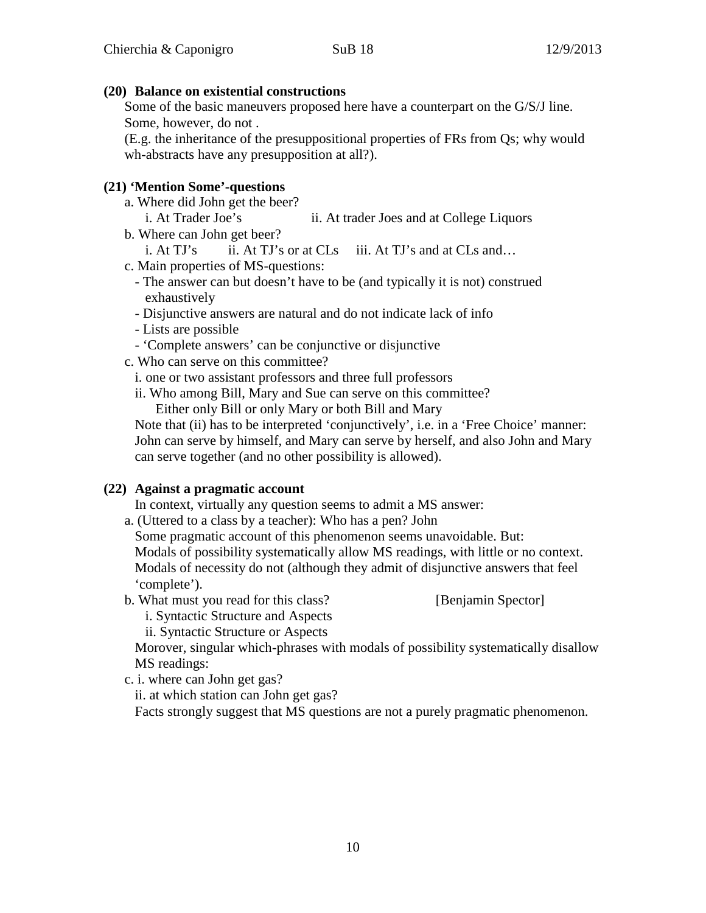**(20) Balance on existential constructions**

Some of the basic maneuvers proposed here have a counterpart on the G/S/J line. Some, however, do not .
(E.g. the inheritance of the presuppositional properties of FRs from Qs; why would wh-abstracts have any presupposition at all?).

**(21) 'Mention Some'-questions**

a. Where did John get the beer?
   i. At Trader Joe's            ii. At trader Joes and at College Liquors

b. Where can John get beer?
   i. At TJ's      ii. At TJ's or at CLs      iii. At TJ's and at CLs and…

c. Main properties of MS-questions:
   - The answer can but doesn't have to be (and typically it is not) construed exhaustively
   - Disjunctive answers are natural and do not indicate lack of info
   - Lists are possible
   - 'Complete answers' can be conjunctive or disjunctive

c. Who can serve on this committee?
   i. one or two assistant professors and three full professors
   ii. Who among Bill, Mary and Sue can serve on this committee?
      Either only Bill or only Mary or both Bill and Mary

   Note that (ii) has to be interpreted 'conjunctively', i.e. in a 'Free Choice' manner: John can serve by himself, and Mary can serve by herself, and also John and Mary can serve together (and no other possibility is allowed).

**(22) Against a pragmatic account**

In context, virtually any question seems to admit a MS answer:

a. (Uttered to a class by a teacher): Who has a pen? John
   Some pragmatic account of this phenomenon seems unavoidable. But:
   Modals of possibility systematically allow MS readings, with little or no context.
   Modals of necessity do not (although they admit of disjunctive answers that feel 'complete').

b. What must you read for this class?            [Benjamin Spector]
   i. Syntactic Structure and Aspects
   ii. Syntactic Structure or Aspects

   Morover, singular which-phrases with modals of possibility systematically disallow MS readings:

c. i. where can John get gas?
   ii. at which station can John get gas?
   Facts strongly suggest that MS questions are not a purely pragmatic phenomenon.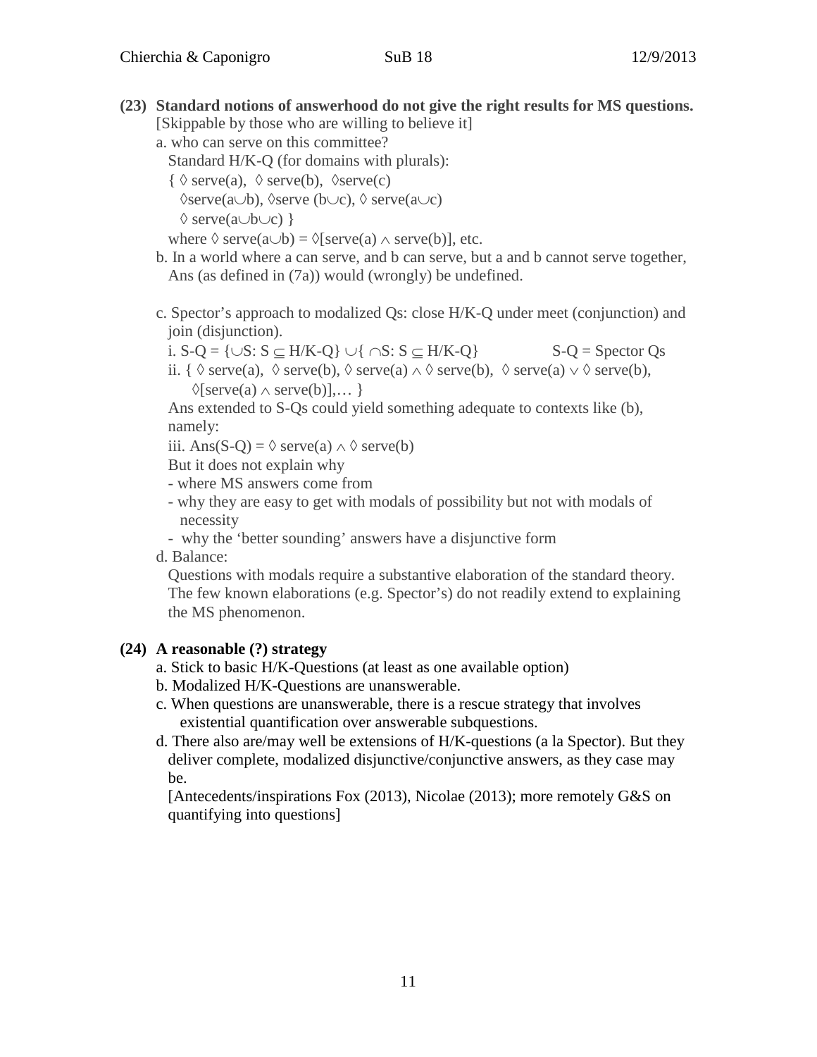**(23) Standard notions of answerhood do not give the right results for MS questions.**

[Skippable by those who are willing to believe it]

a. who can serve on this committee?

Standard H/K-Q (for domains with plurals):

$\{ \Diamond \text{serve}(a),\ \Diamond \text{serve}(b),\ \Diamond\text{serve}(c)$

$\Diamond\text{serve}(a\cup b),\ \Diamond\text{serve}(b\cup c),\ \Diamond \text{serve}(a\cup c)$

$\Diamond \text{serve}(a\cup b\cup c) \}$

where $\Diamond \text{serve}(a\cup b) = \Diamond[\text{serve}(a) \wedge \text{serve}(b)]$, etc.

b. In a world where a can serve, and b can serve, but a and b cannot serve together, Ans (as defined in (7a)) would (wrongly) be undefined.

c. Spector's approach to modalized Qs: close H/K-Q under meet (conjunction) and join (disjunction).

i. $\text{S-Q} = \{\cup S: S \subseteq \text{H/K-Q}\} \cup \{ \cap S: S \subseteq \text{H/K-Q}\}$ S-Q = Spector Qs

ii. $\{ \Diamond \text{serve}(a),\ \Diamond \text{serve}(b), \Diamond \text{serve}(a) \wedge \Diamond \text{serve}(b),\ \Diamond \text{serve}(a) \vee \Diamond \text{serve}(b),$ $\Diamond[\text{serve}(a) \wedge \text{serve}(b)], \ldots \}$

Ans extended to S-Qs could yield something adequate to contexts like (b), namely:

iii. $\text{Ans(S-Q)} = \Diamond \text{serve}(a) \wedge \Diamond \text{serve}(b)$

But it does not explain why

- where MS answers come from
- why they are easy to get with modals of possibility but not with modals of necessity
- why the 'better sounding' answers have a disjunctive form

d. Balance:

Questions with modals require a substantive elaboration of the standard theory. The few known elaborations (e.g. Spector's) do not readily extend to explaining the MS phenomenon.

**(24) A reasonable (?) strategy**

a. Stick to basic H/K-Questions (at least as one available option)

b. Modalized H/K-Questions are unanswerable.

c. When questions are unanswerable, there is a rescue strategy that involves existential quantification over answerable subquestions.

d. There also are/may well be extensions of H/K-questions (a la Spector). But they deliver complete, modalized disjunctive/conjunctive answers, as they case may be.

[Antecedents/inspirations Fox (2013), Nicolae (2013); more remotely G&S on quantifying into questions]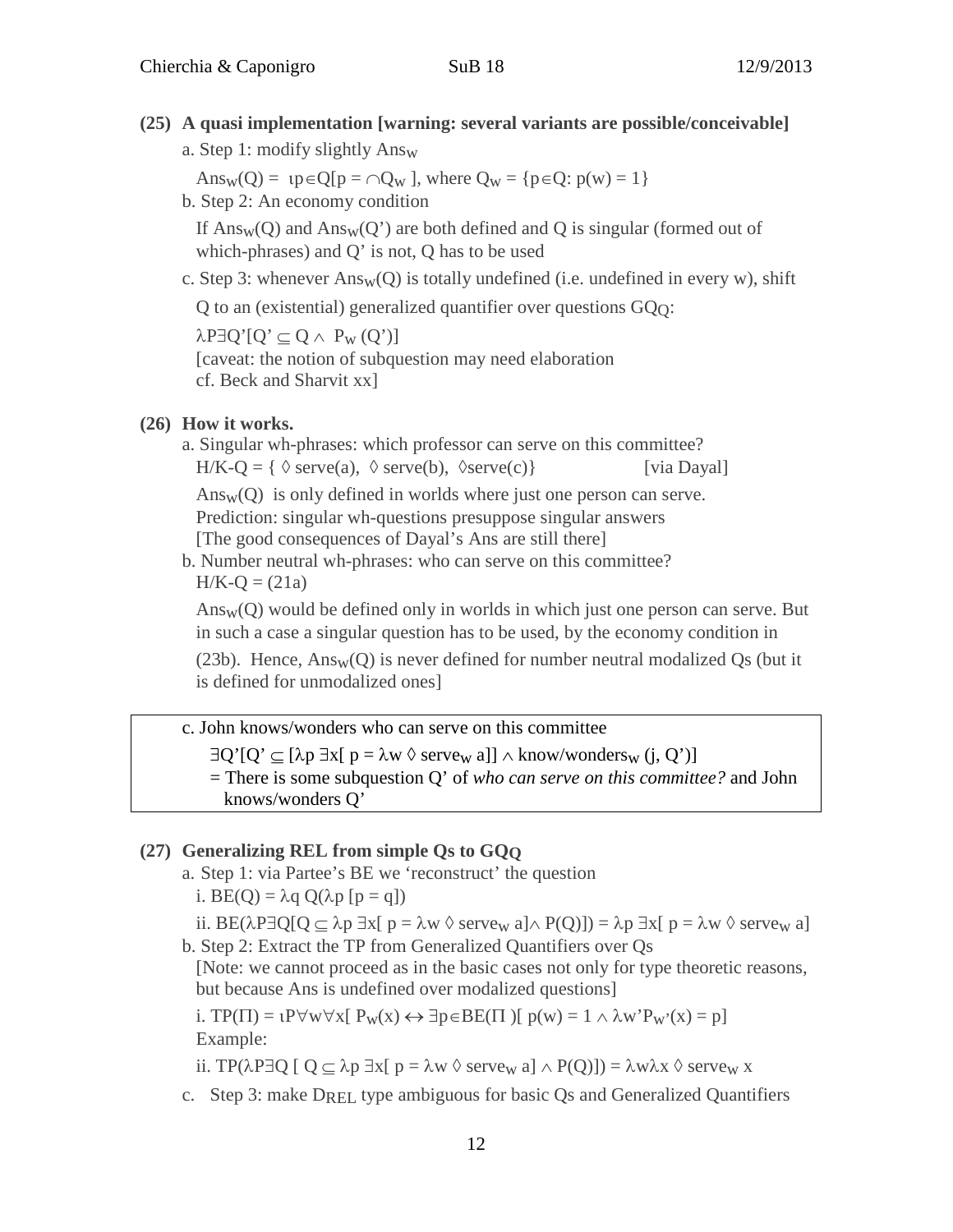**(25) A quasi implementation [warning: several variants are possible/conceivable]**

a. Step 1: modify slightly $Ans_W$

$Ans_W(Q) = \iota p \in Q[p = \cap Q_W]$, where $Q_W = \{p \in Q: p(w) = 1\}$

b. Step 2: An economy condition

If $Ans_W(Q)$ and $Ans_W(Q')$ are both defined and Q is singular (formed out of which-phrases) and Q' is not, Q has to be used

c. Step 3: whenever $Ans_W(Q)$ is totally undefined (i.e. undefined in every w), shift Q to an (existential) generalized quantifier over questions $GQ_Q$:

$\lambda P \exists Q'[Q' \subseteq Q \wedge P_W(Q')]$

[caveat: the notion of subquestion may need elaboration cf. Beck and Sharvit xx]

**(26) How it works.**

a. Singular wh-phrases: which professor can serve on this committee?

H/K-Q = $\{ \Diamond \text{serve}(a), \Diamond \text{serve}(b), \Diamond \text{serve}(c)\}$ [via Dayal]

$Ans_W(Q)$ is only defined in worlds where just one person can serve.
Prediction: singular wh-questions presuppose singular answers
[The good consequences of Dayal's Ans are still there]

b. Number neutral wh-phrases: who can serve on this committee?

H/K-Q = (21a)

$Ans_W(Q)$ would be defined only in worlds in which just one person can serve. But in such a case a singular question has to be used, by the economy condition in (23b). Hence, $Ans_W(Q)$ is never defined for number neutral modalized Qs (but it is defined for unmodalized ones]

c. John knows/wonders who can serve on this committee

$\exists Q'[Q' \subseteq [\lambda p \, \exists x[ p = \lambda w \Diamond \text{serve}_W a]] \wedge \text{know/wonders}_W (j, Q')]$

= There is some subquestion Q' of *who can serve on this committee?* and John knows/wonders Q'

**(27) Generalizing REL from simple Qs to $GQ_Q$**

a. Step 1: via Partee's BE we 'reconstruct' the question

i. $BE(Q) = \lambda q \, Q(\lambda p \, [p = q])$

ii. $BE(\lambda P \exists Q[Q \subseteq \lambda p \, \exists x[ p = \lambda w \Diamond \text{serve}_W a] \wedge P(Q)]) = \lambda p \, \exists x[ p = \lambda w \Diamond \text{serve}_W a]$

b. Step 2: Extract the TP from Generalized Quantifiers over Qs

[Note: we cannot proceed as in the basic cases not only for type theoretic reasons, but because Ans is undefined over modalized questions]

i. $TP(\Pi) = \iota P \forall w \forall x[ P_W(x) \leftrightarrow \exists p \in BE(\Pi)[ p(w) = 1 \wedge \lambda w' P_{W'}(x) = p]$

Example:

ii. $TP(\lambda P \exists Q [ Q \subseteq \lambda p \, \exists x[ p = \lambda w \Diamond \text{serve}_W a] \wedge P(Q)]) = \lambda w \lambda x \Diamond \text{serve}_W x$

c. Step 3: make $D_{REL}$ type ambiguous for basic Qs and Generalized Quantifiers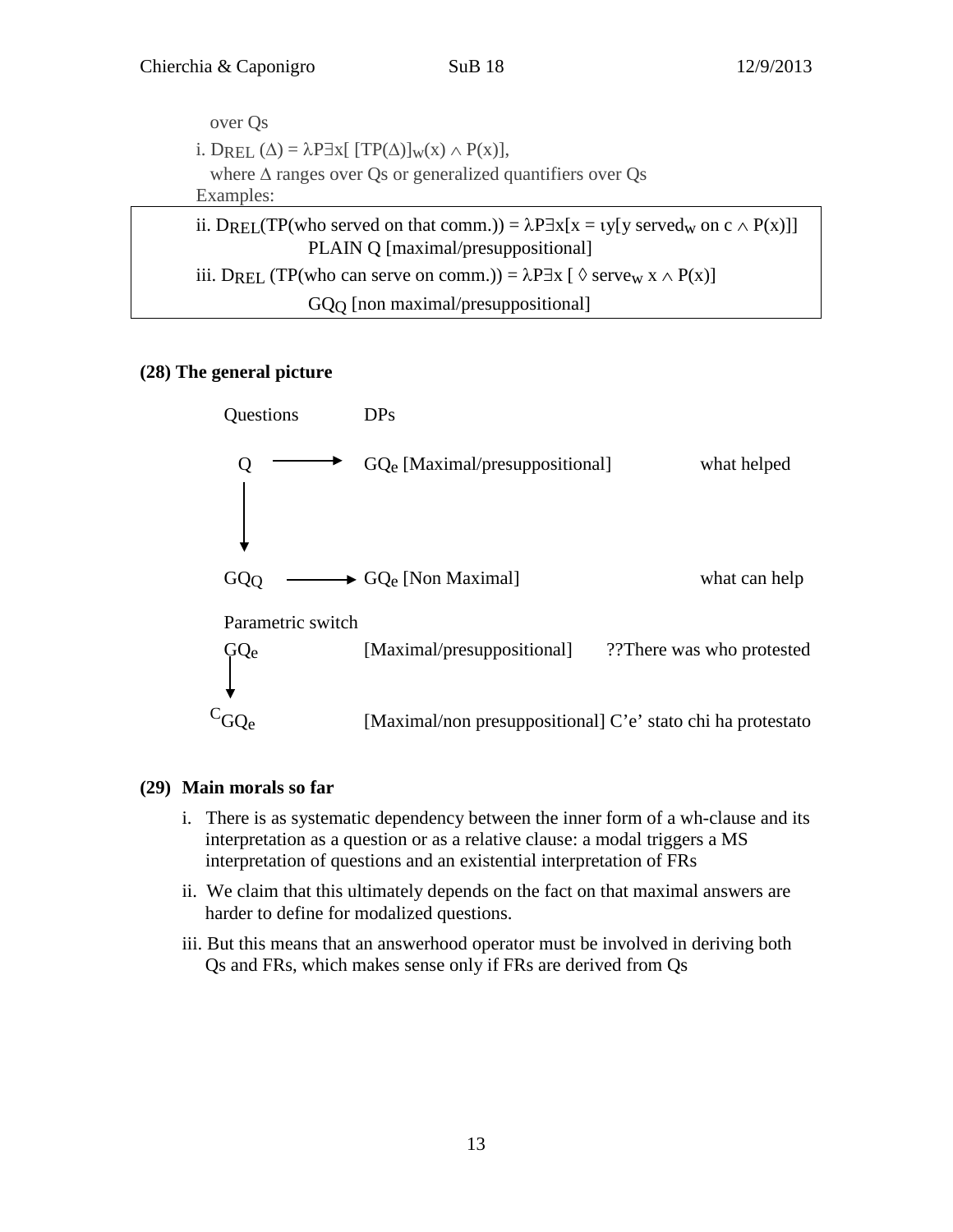over Qs

i. $D_{REL}(\Delta) = \lambda P \exists x[\,[TP(\Delta)]_w(x) \wedge P(x)]$,
where $\Delta$ ranges over Qs or generalized quantifiers over Qs

Examples:

ii. $D_{REL}(TP(\text{who served on that comm.})) = \lambda P \exists x[x = \iota y[y \text{ served}_w \text{ on c} \wedge P(x)]]$
PLAIN Q [maximal/presuppositional]

iii. $D_{REL}(TP(\text{who can serve on comm.})) = \lambda P \exists x\, [\, \Diamond \text{ serve}_w\ x \wedge P(x)]$
$GQ_Q$ [non maximal/presuppositional]

**(28) The general picture**

| Questions | | DPs | |
|---|---|---|---|
| Q | → | $GQ_e$ [Maximal/presuppositional] | what helped |
| ↓ | | | |
| $GQ_Q$ | → | $GQ_e$ [Non Maximal] | what can help |

Parametric switch

| | | |
|---|---|---|
| $GQ_e$ | [Maximal/presuppositional] | ??There was who protested |
| ↓ | | |
| ${}^{C}GQ_e$ | [Maximal/non presuppositional] | C'e' stato chi ha protestato |

**(29) Main morals so far**

i. There is as systematic dependency between the inner form of a wh-clause and its interpretation as a question or as a relative clause: a modal triggers a MS interpretation of questions and an existential interpretation of FRs

ii. We claim that this ultimately depends on the fact on that maximal answers are harder to define for modalized questions.

iii. But this means that an answerhood operator must be involved in deriving both Qs and FRs, which makes sense only if FRs are derived from Qs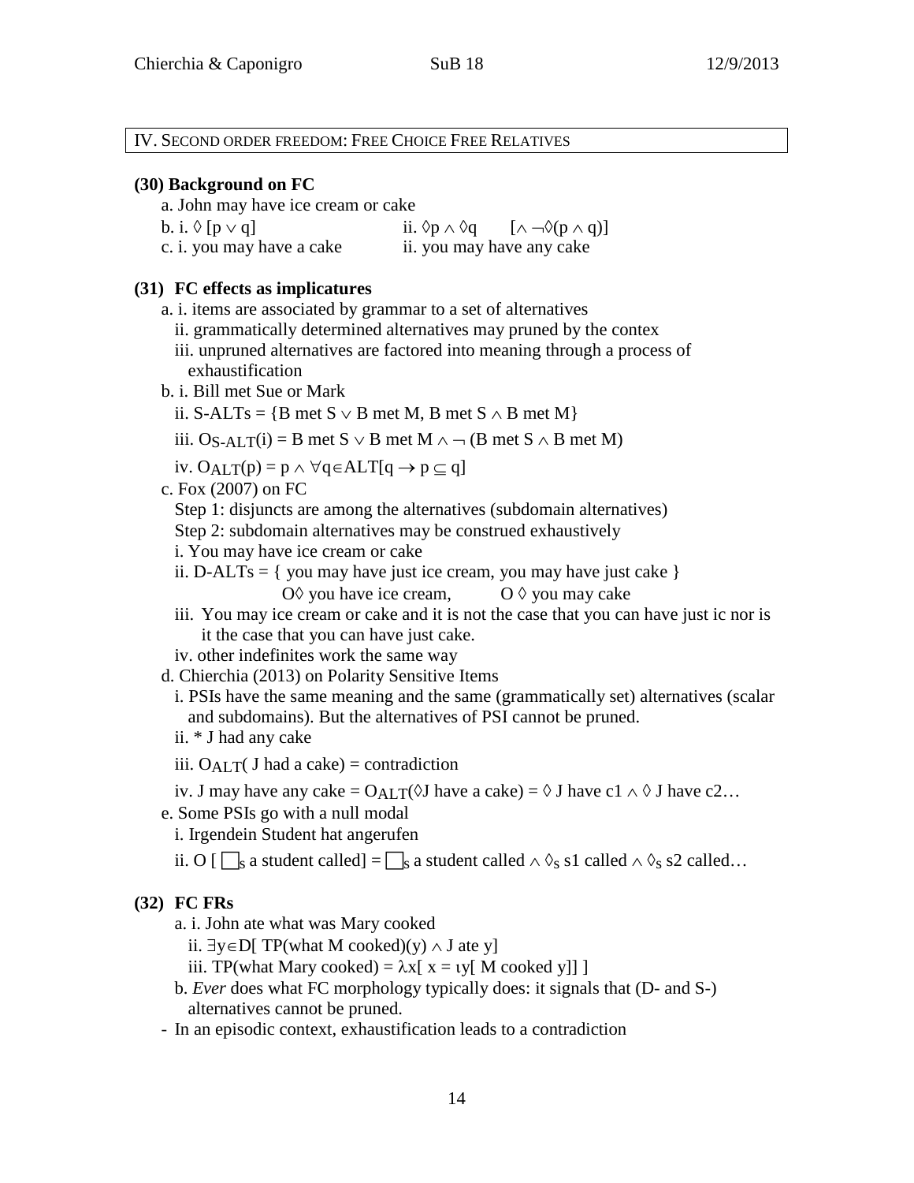## IV. Second order freedom: Free Choice Free Relatives

**(30) Background on FC**

a. John may have ice cream or cake

b. i. $\Diamond [p \vee q]$ ii. $\Diamond p \wedge \Diamond q$ $[\wedge \neg\Diamond(p \wedge q)]$

c. i. you may have a cake ii. you may have any cake

**(31) FC effects as implicatures**

a. i. items are associated by grammar to a set of alternatives

ii. grammatically determined alternatives may pruned by the contex

iii. unpruned alternatives are factored into meaning through a process of exhaustification

b. i. Bill met Sue or Mark

ii. S-ALTs = {B met S $\vee$ B met M, B met S $\wedge$ B met M}

iii. $O_{S\text{-}ALT}$(i) = B met S $\vee$ B met M $\wedge \neg$ (B met S $\wedge$ B met M)

iv. $O_{ALT}(p) = p \wedge \forall q \in ALT[q \rightarrow p \subseteq q]$

c. Fox (2007) on FC

Step 1: disjuncts are among the alternatives (subdomain alternatives)

Step 2: subdomain alternatives may be construed exhaustively

i. You may have ice cream or cake

ii. D-ALTs = { you may have just ice cream, you may have just cake }

$O\Diamond$ you have ice cream, $O \Diamond$ you may cake

iii. You may ice cream or cake and it is not the case that you can have just ic nor is it the case that you can have just cake.

iv. other indefinites work the same way

d. Chierchia (2013) on Polarity Sensitive Items

i. PSIs have the same meaning and the same (grammatically set) alternatives (scalar and subdomains). But the alternatives of PSI cannot be pruned.

ii. * J had any cake

iii. $O_{ALT}$( J had a cake) = contradiction

iv. J may have any cake = $O_{ALT}$($\Diamond$J have a cake) = $\Diamond$ J have c1 $\wedge$ $\Diamond$ J have c2…

e. Some PSIs go with a null modal

i. Irgendein Student hat angerufen

ii. O [ $\Box_S$ a student called] = $\Box_S$ a student called $\wedge$ $\Diamond_S$ s1 called $\wedge$ $\Diamond_S$ s2 called…

**(32) FC FRs**

a. i. John ate what was Mary cooked

ii. $\exists y \in D$[ TP(what M cooked)(y) $\wedge$ J ate y]

iii. TP(what Mary cooked) = $\lambda x$[ x = $\iota y$[ M cooked y]] ]

b. *Ever* does what FC morphology typically does: it signals that (D- and S-) alternatives cannot be pruned.

- In an episodic context, exhaustification leads to a contradiction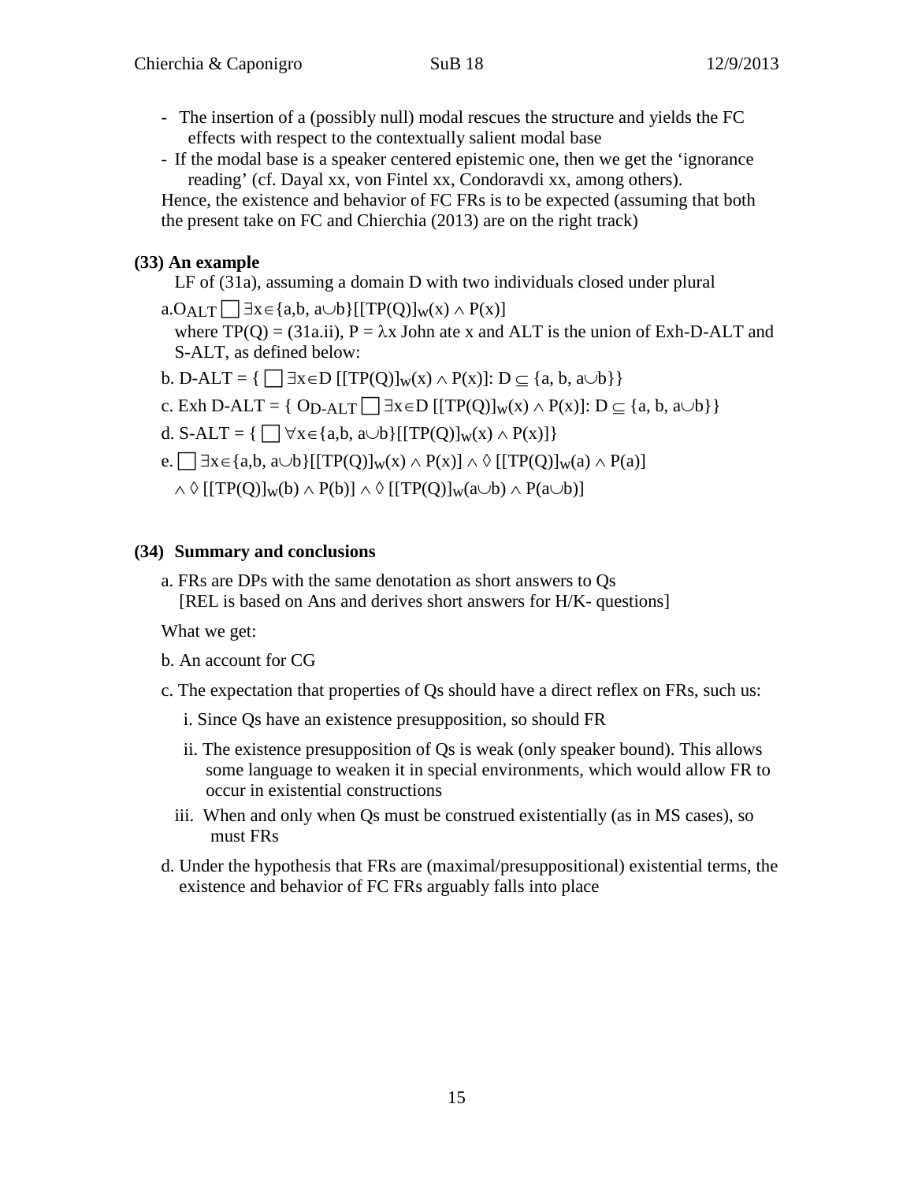- The insertion of a (possibly null) modal rescues the structure and yields the FC effects with respect to the contextually salient modal base
- If the modal base is a speaker centered epistemic one, then we get the 'ignorance reading' (cf. Dayal xx, von Fintel xx, Condoravdi xx, among others).

Hence, the existence and behavior of FC FRs is to be expected (assuming that both the present take on FC and Chierchia (2013) are on the right track)

**(33) An example**

LF of (31a), assuming a domain D with two individuals closed under plural

a. $O_{ALT} \Box \exists x \in \{a, b, a \cup b\}[[TP(Q)]_w(x) \wedge P(x)]$

where TP(Q) = (31a.ii), P = $\lambda x$ John ate x and ALT is the union of Exh-D-ALT and S-ALT, as defined below:

b. D-ALT = $\{ \Box \exists x \in D\, [[TP(Q)]_w(x) \wedge P(x)]: D \subseteq \{a, b, a \cup b\}\}$

c. Exh D-ALT = $\{ O_{D\text{-}ALT} \Box \exists x \in D\, [[TP(Q)]_w(x) \wedge P(x)]: D \subseteq \{a, b, a \cup b\}\}$

d. S-ALT = $\{ \Box \forall x \in \{a, b, a \cup b\}[[TP(Q)]_w(x) \wedge P(x)]\}$

e. $\Box \exists x \in \{a, b, a \cup b\}[[TP(Q)]_w(x) \wedge P(x)] \wedge \Diamond [[TP(Q)]_w(a) \wedge P(a)]$

$\wedge \Diamond [[TP(Q)]_w(b) \wedge P(b)] \wedge \Diamond [[TP(Q)]_w(a \cup b) \wedge P(a \cup b)]$

**(34) Summary and conclusions**

a. FRs are DPs with the same denotation as short answers to Qs
[REL is based on Ans and derives short answers for H/K- questions]

What we get:

b. An account for CG

c. The expectation that properties of Qs should have a direct reflex on FRs, such us:

i. Since Qs have an existence presupposition, so should FR

ii. The existence presupposition of Qs is weak (only speaker bound). This allows some language to weaken it in special environments, which would allow FR to occur in existential constructions

iii. When and only when Qs must be construed existentially (as in MS cases), so must FRs

d. Under the hypothesis that FRs are (maximal/presuppositional) existential terms, the existence and behavior of FC FRs arguably falls into place